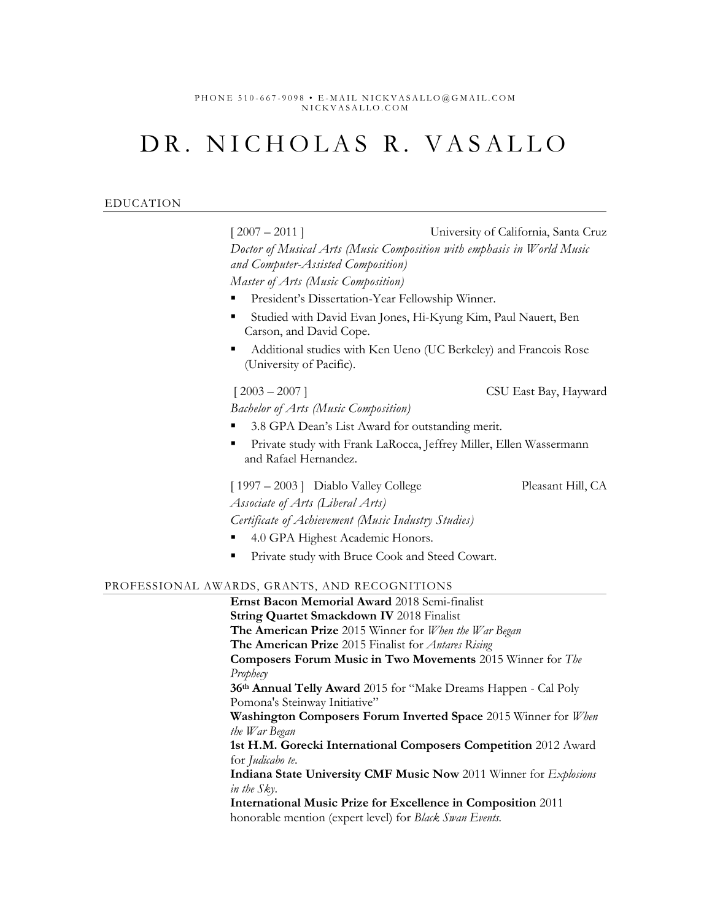PHONE 510-667-9098 • E-MAIL NICKVASALLO@GMAIL.COM
NICKVASALLO.COM

# DR. NICHOLAS R. VASALLO

## EDUCATION

[ 2007 – 2011 ] University of California, Santa Cruz

*Doctor of Musical Arts (Music Composition with emphasis in World Music and Computer-Assisted Composition)*

*Master of Arts (Music Composition)*

- President's Dissertation-Year Fellowship Winner.
- Studied with David Evan Jones, Hi-Kyung Kim, Paul Nauert, Ben Carson, and David Cope.
- Additional studies with Ken Ueno (UC Berkeley) and Francois Rose (University of Pacific).

[ 2003 – 2007 ] CSU East Bay, Hayward

*Bachelor of Arts (Music Composition)*

- 3.8 GPA Dean's List Award for outstanding merit.
- Private study with Frank LaRocca, Jeffrey Miller, Ellen Wassermann and Rafael Hernandez.

[ 1997 – 2003 ] Diablo Valley College Pleasant Hill, CA

*Associate of Arts (Liberal Arts)*

*Certificate of Achievement (Music Industry Studies)*

- 4.0 GPA Highest Academic Honors.
- Private study with Bruce Cook and Steed Cowart.

## PROFESSIONAL AWARDS, GRANTS, AND RECOGNITIONS

**Ernst Bacon Memorial Award** 2018 Semi-finalist

**String Quartet Smackdown IV** 2018 Finalist

**The American Prize** 2015 Winner for *When the War Began*

**The American Prize** 2015 Finalist for *Antares Rising*

**Composers Forum Music in Two Movements** 2015 Winner for *The Prophecy*

**36th Annual Telly Award** 2015 for "Make Dreams Happen - Cal Poly Pomona's Steinway Initiative"

**Washington Composers Forum Inverted Space** 2015 Winner for *When the War Began*

**1st H.M. Gorecki International Composers Competition** 2012 Award for *Judicabo te*.

**Indiana State University CMF Music Now** 2011 Winner for *Explosions in the Sky*.

**International Music Prize for Excellence in Composition** 2011 honorable mention (expert level) for *Black Swan Events*.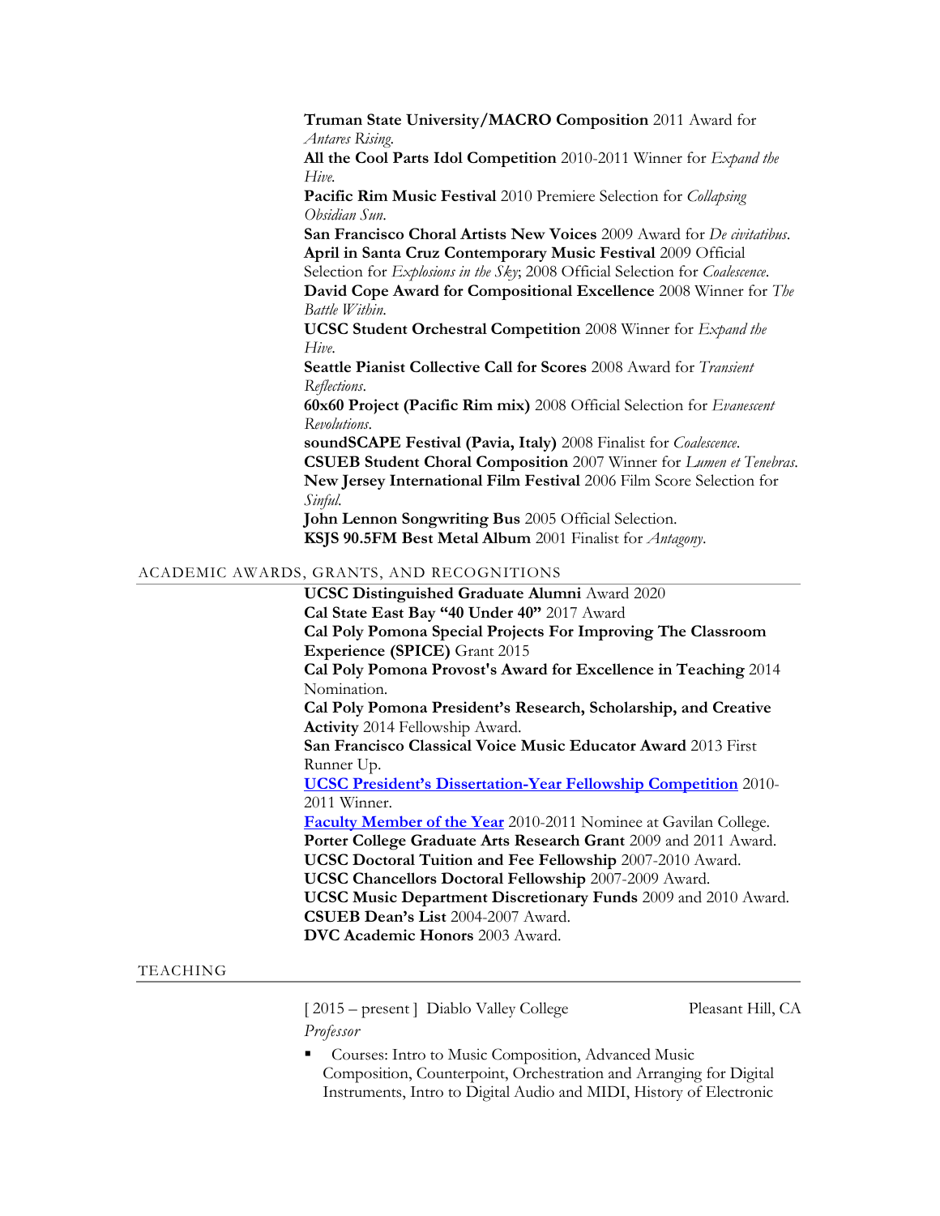**Truman State University/MACRO Composition** 2011 Award for *Antares Rising*.
**All the Cool Parts Idol Competition** 2010-2011 Winner for *Expand the Hive.*
**Pacific Rim Music Festival** 2010 Premiere Selection for *Collapsing Obsidian Sun*.
**San Francisco Choral Artists New Voices** 2009 Award for *De civitatibus*.
**April in Santa Cruz Contemporary Music Festival** 2009 Official Selection for *Explosions in the Sky*; 2008 Official Selection for *Coalescence*.
**David Cope Award for Compositional Excellence** 2008 Winner for *The Battle Within.*
**UCSC Student Orchestral Competition** 2008 Winner for *Expand the Hive.*
**Seattle Pianist Collective Call for Scores** 2008 Award for *Transient Reflections*.
**60x60 Project (Pacific Rim mix)** 2008 Official Selection for *Evanescent Revolutions*.
**soundSCAPE Festival (Pavia, Italy)** 2008 Finalist for *Coalescence*.
**CSUEB Student Choral Composition** 2007 Winner for *Lumen et Tenebras*.
**New Jersey International Film Festival** 2006 Film Score Selection for *Sinful.*
**John Lennon Songwriting Bus** 2005 Official Selection.
**KSJS 90.5FM Best Metal Album** 2001 Finalist for *Antagony*.

## ACADEMIC AWARDS, GRANTS, AND RECOGNITIONS

**UCSC Distinguished Graduate Alumni** Award 2020
**Cal State East Bay "40 Under 40"** 2017 Award
**Cal Poly Pomona Special Projects For Improving The Classroom Experience (SPICE)** Grant 2015
**Cal Poly Pomona Provost's Award for Excellence in Teaching** 2014 Nomination.
**Cal Poly Pomona President's Research, Scholarship, and Creative Activity** 2014 Fellowship Award.
**San Francisco Classical Voice Music Educator Award** 2013 First Runner Up.
**UCSC President's Dissertation-Year Fellowship Competition** 2010-2011 Winner.
**Faculty Member of the Year** 2010-2011 Nominee at Gavilan College.
**Porter College Graduate Arts Research Grant** 2009 and 2011 Award.
**UCSC Doctoral Tuition and Fee Fellowship** 2007-2010 Award.
**UCSC Chancellors Doctoral Fellowship** 2007-2009 Award.
**UCSC Music Department Discretionary Funds** 2009 and 2010 Award.
**CSUEB Dean's List** 2004-2007 Award.
**DVC Academic Honors** 2003 Award.

## TEACHING

[ 2015 – present ] Diablo Valley College — Pleasant Hill, CA
*Professor*

- Courses: Intro to Music Composition, Advanced Music Composition, Counterpoint, Orchestration and Arranging for Digital Instruments, Intro to Digital Audio and MIDI, History of Electronic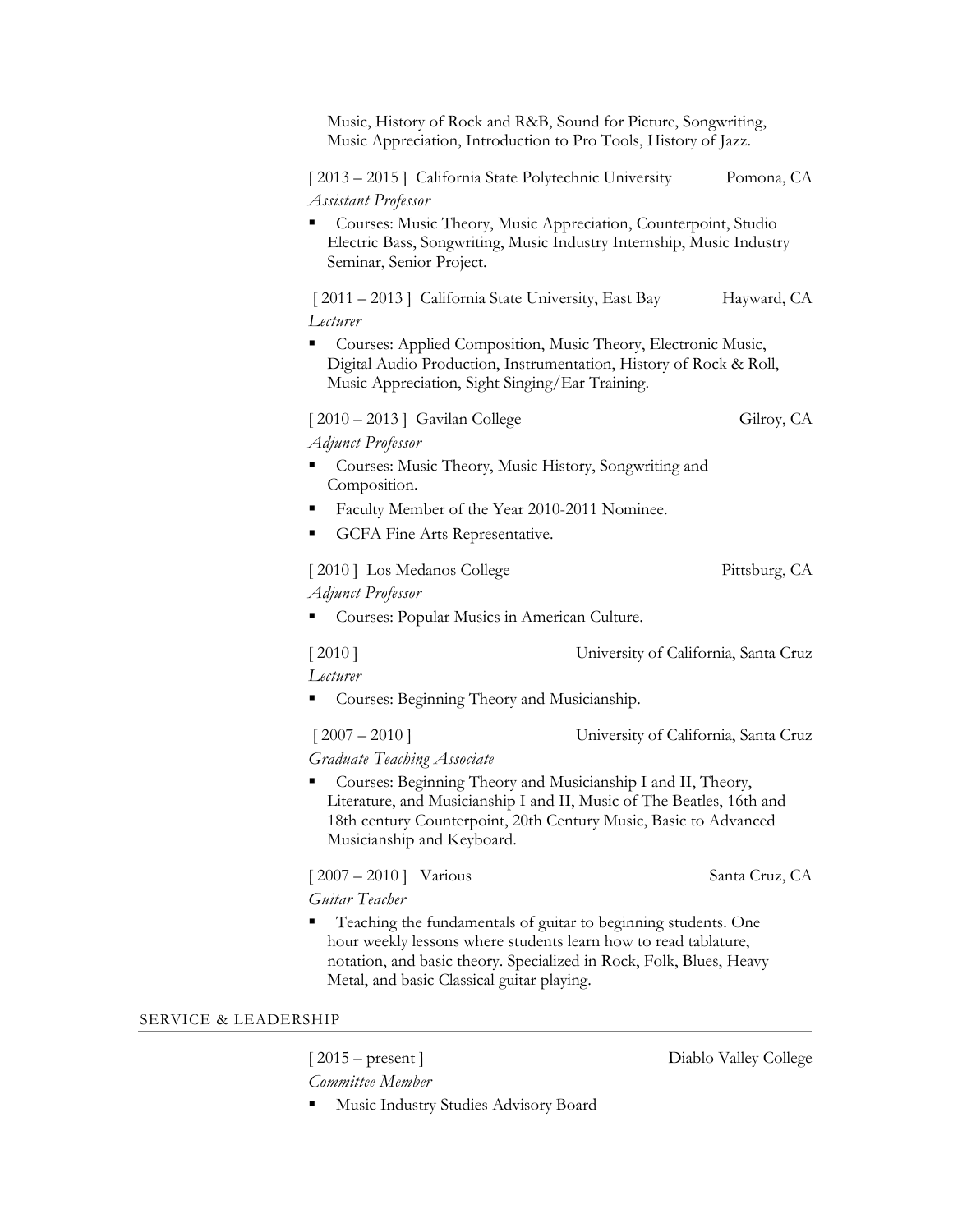Music, History of Rock and R&B, Sound for Picture, Songwriting, Music Appreciation, Introduction to Pro Tools, History of Jazz.

[ 2013 – 2015 ] California State Polytechnic University — Pomona, CA
*Assistant Professor*

- Courses: Music Theory, Music Appreciation, Counterpoint, Studio Electric Bass, Songwriting, Music Industry Internship, Music Industry Seminar, Senior Project.

[ 2011 – 2013 ] California State University, East Bay — Hayward, CA
*Lecturer*

- Courses: Applied Composition, Music Theory, Electronic Music, Digital Audio Production, Instrumentation, History of Rock & Roll, Music Appreciation, Sight Singing/Ear Training.

[ 2010 – 2013 ] Gavilan College — Gilroy, CA
*Adjunct Professor*

- Courses: Music Theory, Music History, Songwriting and Composition.
- Faculty Member of the Year 2010-2011 Nominee.
- GCFA Fine Arts Representative.

[ 2010 ] Los Medanos College — Pittsburg, CA
*Adjunct Professor*

- Courses: Popular Musics in American Culture.

[ 2010 ] — University of California, Santa Cruz
*Lecturer*

- Courses: Beginning Theory and Musicianship.

[ 2007 – 2010 ] — University of California, Santa Cruz
*Graduate Teaching Associate*

- Courses: Beginning Theory and Musicianship I and II, Theory, Literature, and Musicianship I and II, Music of The Beatles, 16th and 18th century Counterpoint, 20th Century Music, Basic to Advanced Musicianship and Keyboard.

[ 2007 – 2010 ] Various — Santa Cruz, CA
*Guitar Teacher*

- Teaching the fundamentals of guitar to beginning students. One hour weekly lessons where students learn how to read tablature, notation, and basic theory. Specialized in Rock, Folk, Blues, Heavy Metal, and basic Classical guitar playing.

## SERVICE & LEADERSHIP

[ 2015 – present ] — Diablo Valley College
*Committee Member*

- Music Industry Studies Advisory Board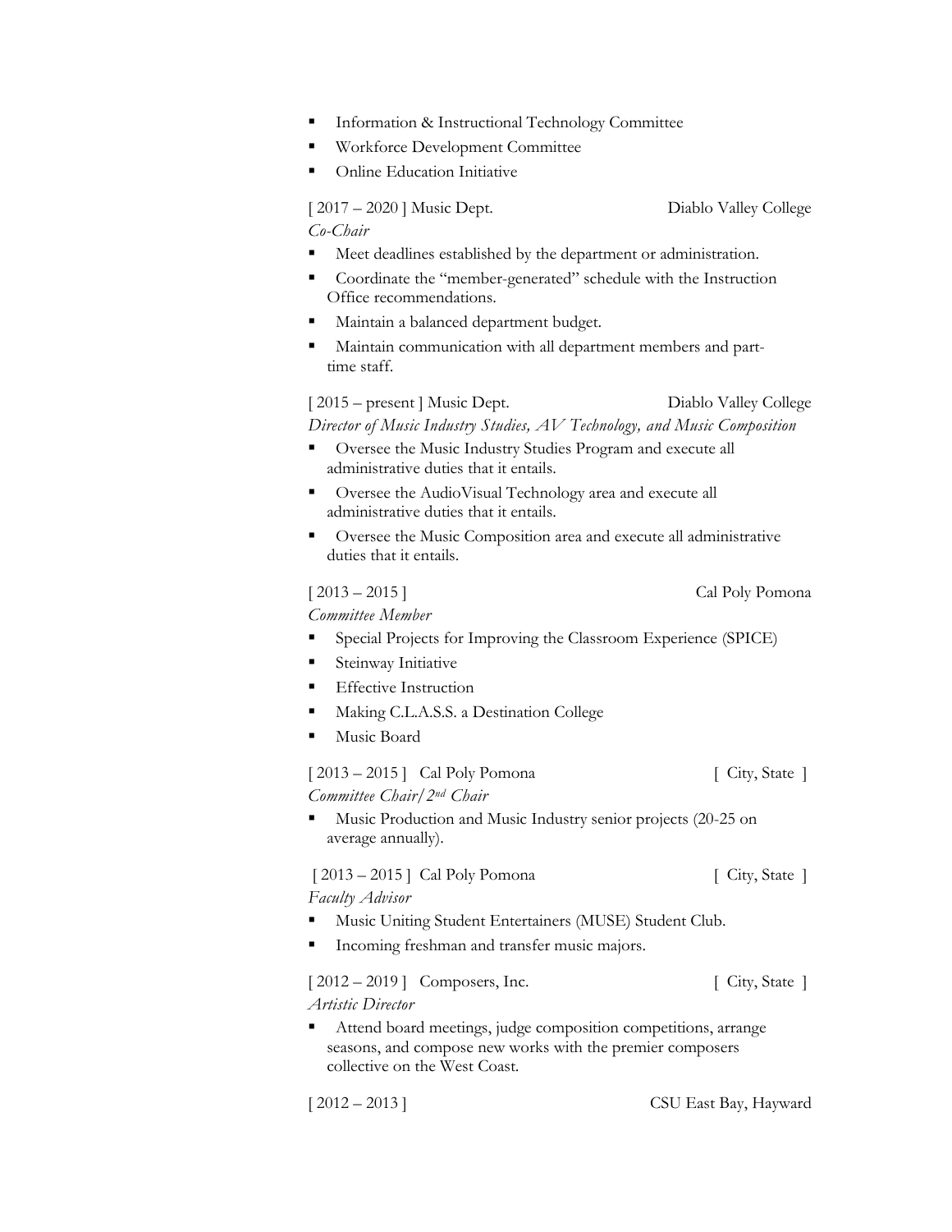- Information & Instructional Technology Committee
- Workforce Development Committee
- Online Education Initiative

[ 2017 – 2020 ] Music Dept. Diablo Valley College
*Co-Chair*

- Meet deadlines established by the department or administration.
- Coordinate the "member-generated" schedule with the Instruction Office recommendations.
- Maintain a balanced department budget.
- Maintain communication with all department members and part-time staff.

[ 2015 – present ] Music Dept. Diablo Valley College
*Director of Music Industry Studies, AV Technology, and Music Composition*

- Oversee the Music Industry Studies Program and execute all administrative duties that it entails.
- Oversee the AudioVisual Technology area and execute all administrative duties that it entails.
- Oversee the Music Composition area and execute all administrative duties that it entails.

[ 2013 – 2015 ] Cal Poly Pomona
*Committee Member*

- Special Projects for Improving the Classroom Experience (SPICE)
- Steinway Initiative
- Effective Instruction
- Making C.L.A.S.S. a Destination College
- Music Board

[ 2013 – 2015 ] Cal Poly Pomona [ City, State ]
*Committee Chair/2nd Chair*

- Music Production and Music Industry senior projects (20-25 on average annually).

[ 2013 – 2015 ] Cal Poly Pomona [ City, State ]
*Faculty Advisor*

- Music Uniting Student Entertainers (MUSE) Student Club.
- Incoming freshman and transfer music majors.

[ 2012 – 2019 ] Composers, Inc. [ City, State ]
*Artistic Director*

- Attend board meetings, judge composition competitions, arrange seasons, and compose new works with the premier composers collective on the West Coast.

[ 2012 – 2013 ] CSU East Bay, Hayward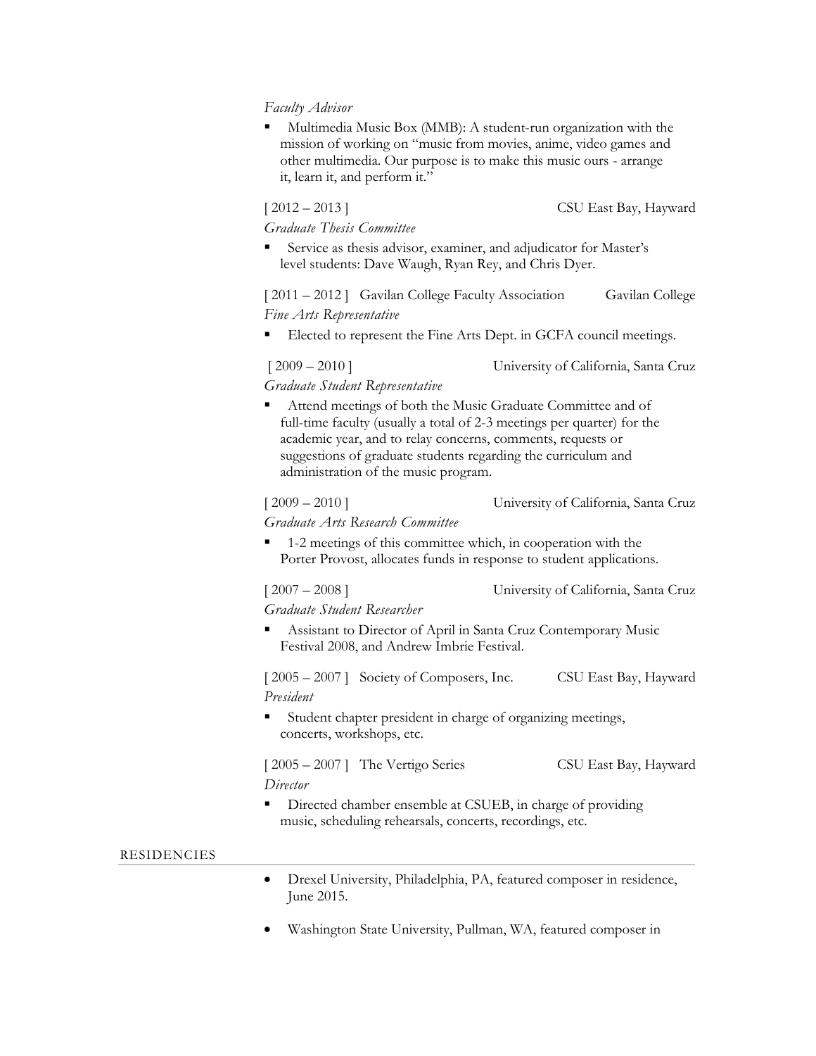*Faculty Advisor*

- Multimedia Music Box (MMB): A student-run organization with the mission of working on "music from movies, anime, video games and other multimedia. Our purpose is to make this music ours - arrange it, learn it, and perform it."

[ 2012 – 2013 ] CSU East Bay, Hayward

*Graduate Thesis Committee*

- Service as thesis advisor, examiner, and adjudicator for Master's level students: Dave Waugh, Ryan Rey, and Chris Dyer.

[ 2011 – 2012 ] Gavilan College Faculty Association Gavilan College

*Fine Arts Representative*

- Elected to represent the Fine Arts Dept. in GCFA council meetings.

[ 2009 – 2010 ] University of California, Santa Cruz

*Graduate Student Representative*

- Attend meetings of both the Music Graduate Committee and of full-time faculty (usually a total of 2-3 meetings per quarter) for the academic year, and to relay concerns, comments, requests or suggestions of graduate students regarding the curriculum and administration of the music program.

[ 2009 – 2010 ] University of California, Santa Cruz

*Graduate Arts Research Committee*

- 1-2 meetings of this committee which, in cooperation with the Porter Provost, allocates funds in response to student applications.

[ 2007 – 2008 ] University of California, Santa Cruz

*Graduate Student Researcher*

- Assistant to Director of April in Santa Cruz Contemporary Music Festival 2008, and Andrew Imbrie Festival.

[ 2005 – 2007 ] Society of Composers, Inc. CSU East Bay, Hayward

*President*

- Student chapter president in charge of organizing meetings, concerts, workshops, etc.

[ 2005 – 2007 ] The Vertigo Series CSU East Bay, Hayward

*Director*

- Directed chamber ensemble at CSUEB, in charge of providing music, scheduling rehearsals, concerts, recordings, etc.

## RESIDENCIES

- Drexel University, Philadelphia, PA, featured composer in residence, June 2015.
- Washington State University, Pullman, WA, featured composer in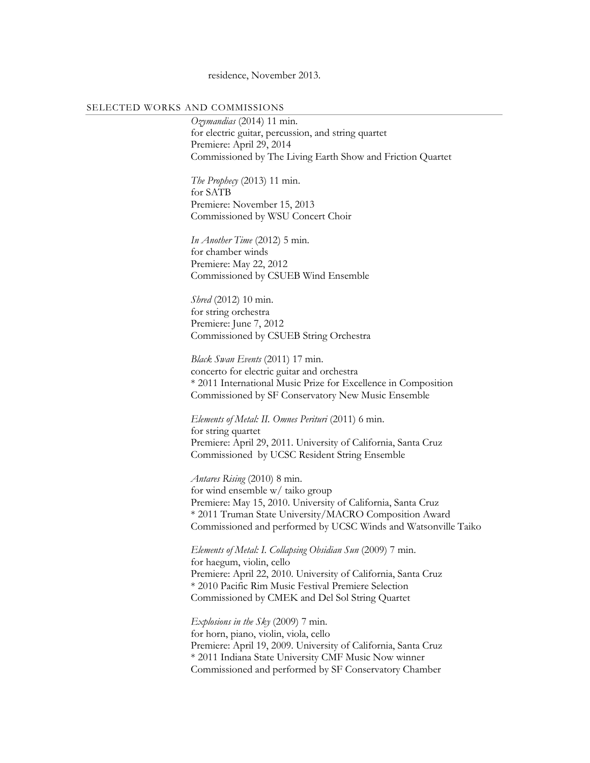residence, November 2013.

## SELECTED WORKS AND COMMISSIONS

*Ozymandias* (2014) 11 min.
for electric guitar, percussion, and string quartet
Premiere: April 29, 2014
Commissioned by The Living Earth Show and Friction Quartet

*The Prophecy* (2013) 11 min.
for SATB
Premiere: November 15, 2013
Commissioned by WSU Concert Choir

*In Another Time* (2012) 5 min.
for chamber winds
Premiere: May 22, 2012
Commissioned by CSUEB Wind Ensemble

*Shred* (2012) 10 min.
for string orchestra
Premiere: June 7, 2012
Commissioned by CSUEB String Orchestra

*Black Swan Events* (2011) 17 min.
concerto for electric guitar and orchestra
* 2011 International Music Prize for Excellence in Composition
Commissioned by SF Conservatory New Music Ensemble

*Elements of Metal: II. Omnes Perituri* (2011) 6 min.
for string quartet
Premiere: April 29, 2011. University of California, Santa Cruz
Commissioned by UCSC Resident String Ensemble

*Antares Rising* (2010) 8 min.
for wind ensemble w/ taiko group
Premiere: May 15, 2010. University of California, Santa Cruz
* 2011 Truman State University/MACRO Composition Award
Commissioned and performed by UCSC Winds and Watsonville Taiko

*Elements of Metal: I. Collapsing Obsidian Sun* (2009) 7 min.
for haegum, violin, cello
Premiere: April 22, 2010. University of California, Santa Cruz
* 2010 Pacific Rim Music Festival Premiere Selection
Commissioned by CMEK and Del Sol String Quartet

*Explosions in the Sky* (2009) 7 min.
for horn, piano, violin, viola, cello
Premiere: April 19, 2009. University of California, Santa Cruz
* 2011 Indiana State University CMF Music Now winner
Commissioned and performed by SF Conservatory Chamber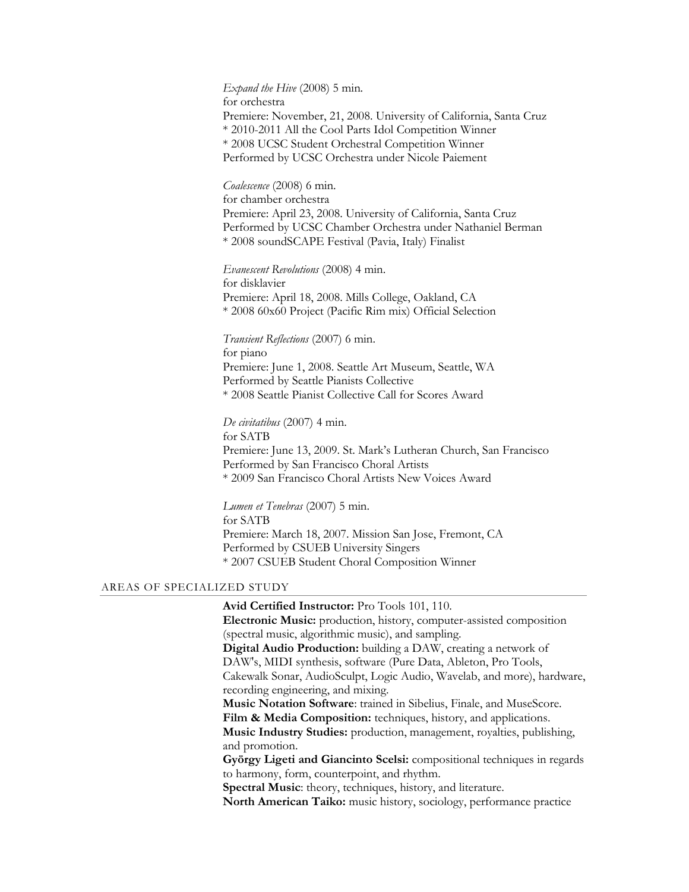*Expand the Hive* (2008) 5 min.
for orchestra
Premiere: November, 21, 2008. University of California, Santa Cruz
* 2010-2011 All the Cool Parts Idol Competition Winner
* 2008 UCSC Student Orchestral Competition Winner
Performed by UCSC Orchestra under Nicole Paiement

*Coalescence* (2008) 6 min.
for chamber orchestra
Premiere: April 23, 2008. University of California, Santa Cruz
Performed by UCSC Chamber Orchestra under Nathaniel Berman
* 2008 soundSCAPE Festival (Pavia, Italy) Finalist

*Evanescent Revolutions* (2008) 4 min.
for disklavier
Premiere: April 18, 2008. Mills College, Oakland, CA
* 2008 60x60 Project (Pacific Rim mix) Official Selection

*Transient Reflections* (2007) 6 min.
for piano
Premiere: June 1, 2008. Seattle Art Museum, Seattle, WA
Performed by Seattle Pianists Collective
* 2008 Seattle Pianist Collective Call for Scores Award

*De civitatibus* (2007) 4 min.
for SATB
Premiere: June 13, 2009. St. Mark's Lutheran Church, San Francisco
Performed by San Francisco Choral Artists
* 2009 San Francisco Choral Artists New Voices Award

*Lumen et Tenebras* (2007) 5 min.
for SATB
Premiere: March 18, 2007. Mission San Jose, Fremont, CA
Performed by CSUEB University Singers
* 2007 CSUEB Student Choral Composition Winner

## AREAS OF SPECIALIZED STUDY

**Avid Certified Instructor:** Pro Tools 101, 110.
**Electronic Music:** production, history, computer-assisted composition (spectral music, algorithmic music), and sampling.
**Digital Audio Production:** building a DAW, creating a network of DAW's, MIDI synthesis, software (Pure Data, Ableton, Pro Tools, Cakewalk Sonar, AudioSculpt, Logic Audio, Wavelab, and more), hardware, recording engineering, and mixing.
**Music Notation Software**: trained in Sibelius, Finale, and MuseScore.
**Film & Media Composition:** techniques, history, and applications.
**Music Industry Studies:** production, management, royalties, publishing, and promotion.
**György Ligeti and Giancinto Scelsi:** compositional techniques in regards to harmony, form, counterpoint, and rhythm.
**Spectral Music**: theory, techniques, history, and literature.
**North American Taiko:** music history, sociology, performance practice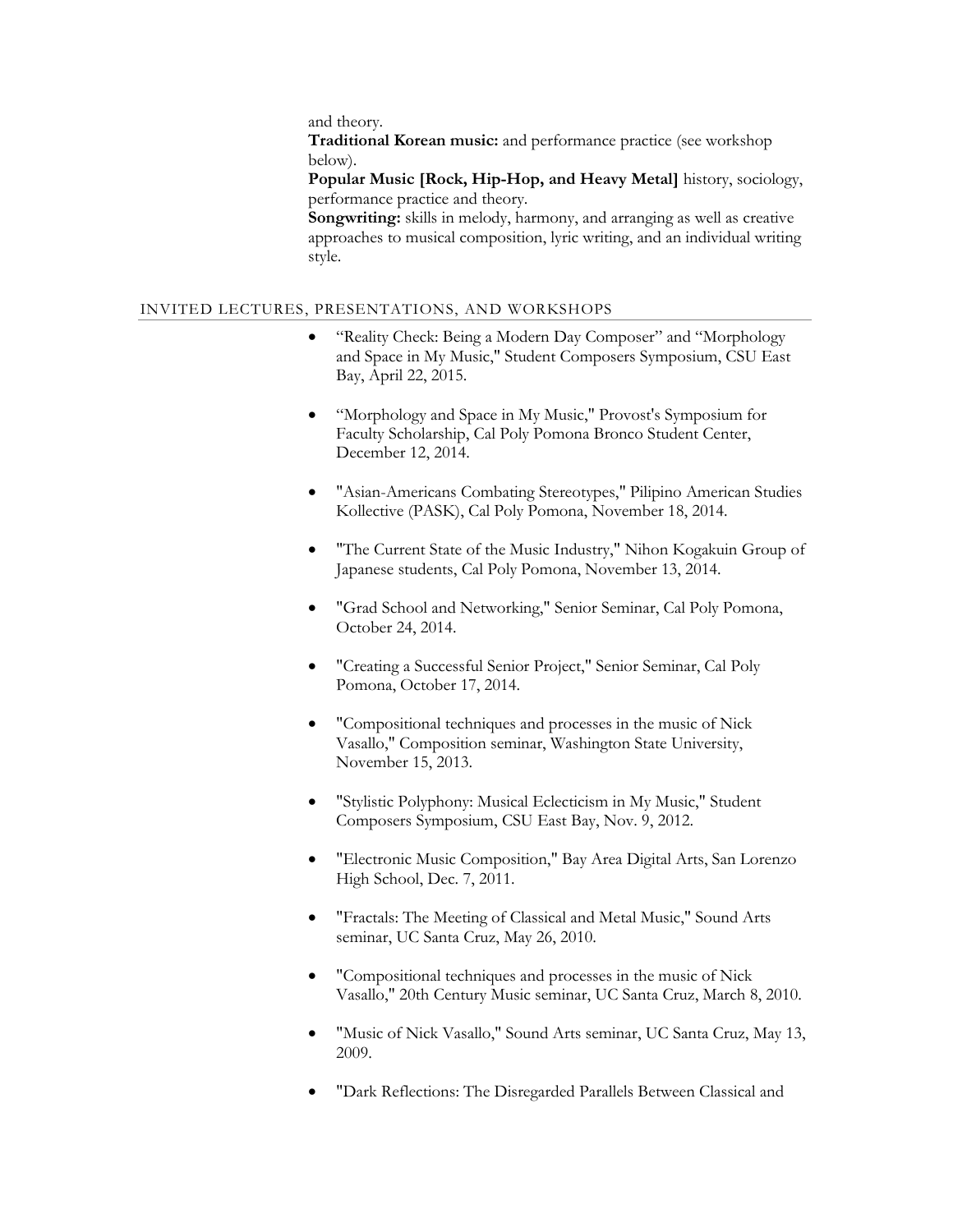and theory.

**Traditional Korean music:** and performance practice (see workshop below).

**Popular Music [Rock, Hip-Hop, and Heavy Metal]** history, sociology, performance practice and theory.

**Songwriting:** skills in melody, harmony, and arranging as well as creative approaches to musical composition, lyric writing, and an individual writing style.

## INVITED LECTURES, PRESENTATIONS, AND WORKSHOPS

- "Reality Check: Being a Modern Day Composer" and "Morphology and Space in My Music," Student Composers Symposium, CSU East Bay, April 22, 2015.
- "Morphology and Space in My Music," Provost's Symposium for Faculty Scholarship, Cal Poly Pomona Bronco Student Center, December 12, 2014.
- "Asian-Americans Combating Stereotypes," Pilipino American Studies Kollective (PASK), Cal Poly Pomona, November 18, 2014.
- "The Current State of the Music Industry," Nihon Kogakuin Group of Japanese students, Cal Poly Pomona, November 13, 2014.
- "Grad School and Networking," Senior Seminar, Cal Poly Pomona, October 24, 2014.
- "Creating a Successful Senior Project," Senior Seminar, Cal Poly Pomona, October 17, 2014.
- "Compositional techniques and processes in the music of Nick Vasallo," Composition seminar, Washington State University, November 15, 2013.
- "Stylistic Polyphony: Musical Eclecticism in My Music," Student Composers Symposium, CSU East Bay, Nov. 9, 2012.
- "Electronic Music Composition," Bay Area Digital Arts, San Lorenzo High School, Dec. 7, 2011.
- "Fractals: The Meeting of Classical and Metal Music," Sound Arts seminar, UC Santa Cruz, May 26, 2010.
- "Compositional techniques and processes in the music of Nick Vasallo," 20th Century Music seminar, UC Santa Cruz, March 8, 2010.
- "Music of Nick Vasallo," Sound Arts seminar, UC Santa Cruz, May 13, 2009.
- "Dark Reflections: The Disregarded Parallels Between Classical and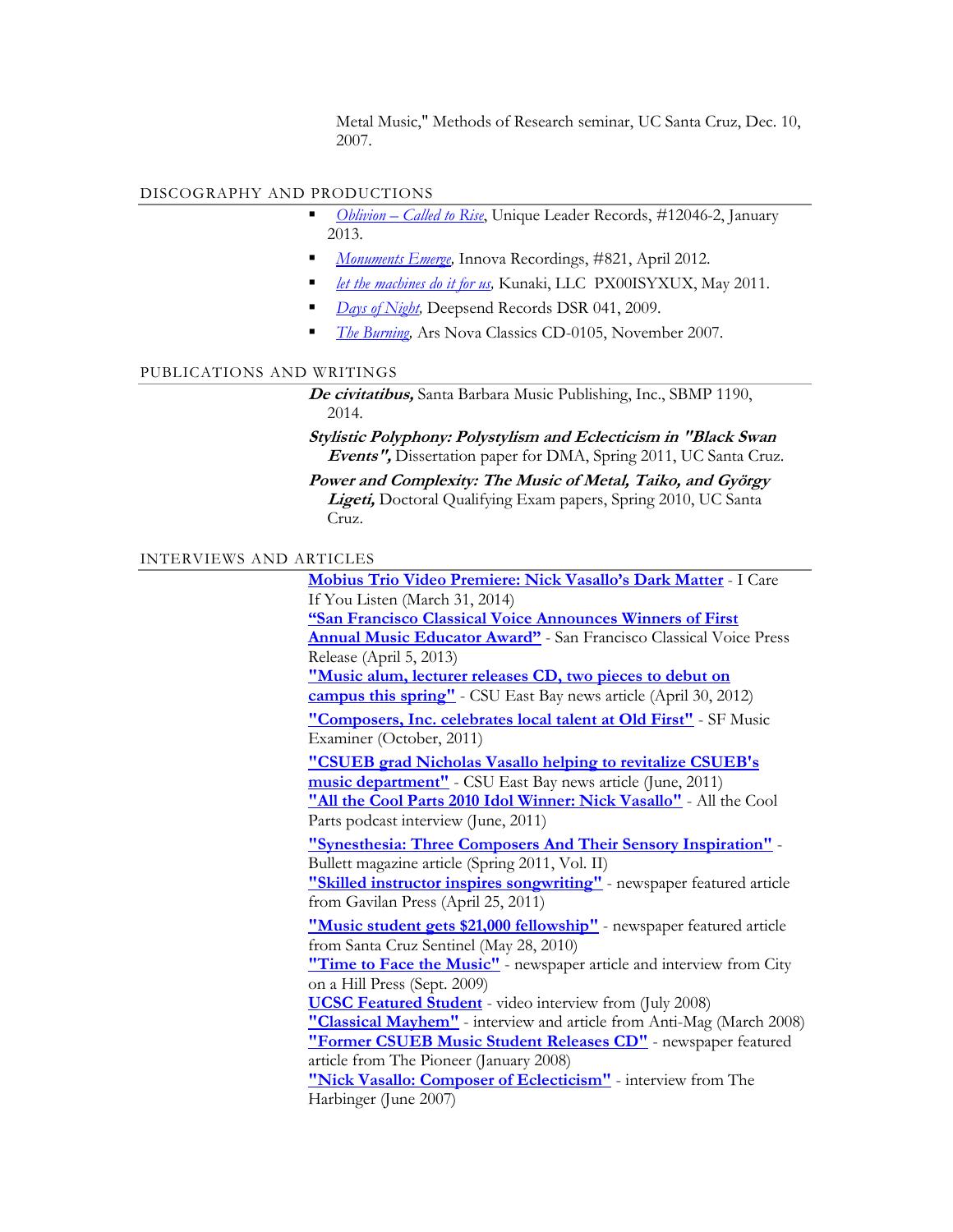Metal Music," Methods of Research seminar, UC Santa Cruz, Dec. 10, 2007.

## DISCOGRAPHY AND PRODUCTIONS

- *Oblivion – Called to Rise*, Unique Leader Records, #12046-2, January 2013.
- *Monuments Emerge*, Innova Recordings, #821, April 2012.
- *let the machines do it for us*, Kunaki, LLC PX00ISYXUX, May 2011.
- *Days of Night*, Deepsend Records DSR 041, 2009.
- *The Burning*, Ars Nova Classics CD-0105, November 2007.

## PUBLICATIONS AND WRITINGS

***De civitatibus,*** Santa Barbara Music Publishing, Inc., SBMP 1190, 2014.

***Stylistic Polyphony: Polystylism and Eclecticism in "Black Swan Events",*** Dissertation paper for DMA, Spring 2011, UC Santa Cruz.

***Power and Complexity: The Music of Metal, Taiko, and György Ligeti,*** Doctoral Qualifying Exam papers, Spring 2010, UC Santa Cruz.

## INTERVIEWS AND ARTICLES

**Mobius Trio Video Premiere: Nick Vasallo's Dark Matter** - I Care If You Listen (March 31, 2014)

**"San Francisco Classical Voice Announces Winners of First Annual Music Educator Award"** - San Francisco Classical Voice Press Release (April 5, 2013)

**"Music alum, lecturer releases CD, two pieces to debut on campus this spring"** - CSU East Bay news article (April 30, 2012)

**"Composers, Inc. celebrates local talent at Old First"** - SF Music Examiner (October, 2011)

**"CSUEB grad Nicholas Vasallo helping to revitalize CSUEB's music department"** - CSU East Bay news article (June, 2011)

**"All the Cool Parts 2010 Idol Winner: Nick Vasallo"** - All the Cool Parts podcast interview (June, 2011)

**"Synesthesia: Three Composers And Their Sensory Inspiration"** - Bullett magazine article (Spring 2011, Vol. II)

**"Skilled instructor inspires songwriting"** - newspaper featured article from Gavilan Press (April 25, 2011)

**"Music student gets $21,000 fellowship"** - newspaper featured article from Santa Cruz Sentinel (May 28, 2010)

**"Time to Face the Music"** - newspaper article and interview from City on a Hill Press (Sept. 2009)

**UCSC Featured Student** - video interview from (July 2008)

**"Classical Mayhem"** - interview and article from Anti-Mag (March 2008)

**"Former CSUEB Music Student Releases CD"** - newspaper featured article from The Pioneer (January 2008)

**"Nick Vasallo: Composer of Eclecticism"** - interview from The Harbinger (June 2007)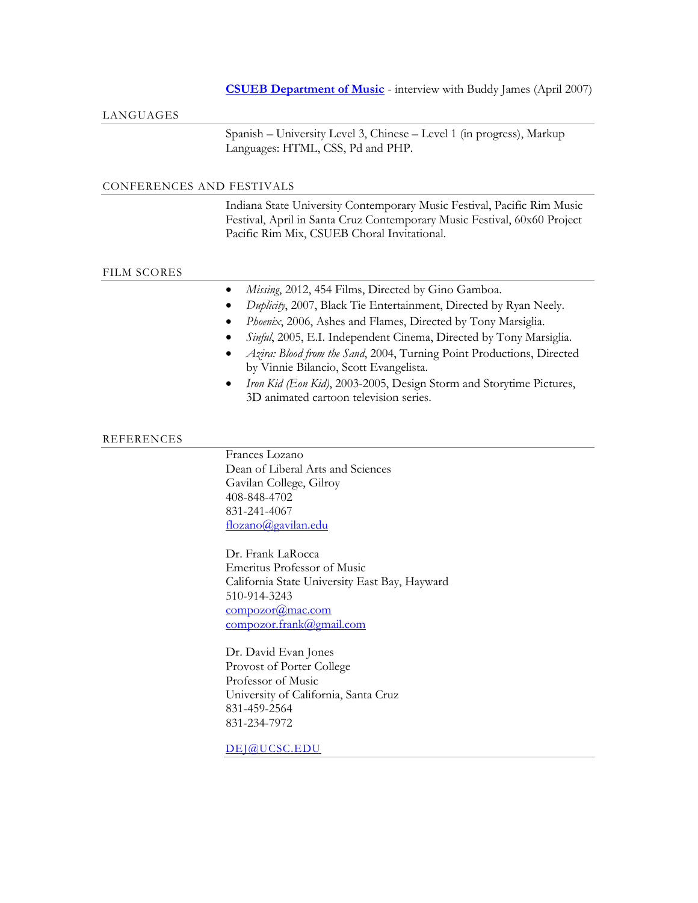**[CSUEB Department of Music](#)** - interview with Buddy James (April 2007)

## LANGUAGES

Spanish – University Level 3, Chinese – Level 1 (in progress), Markup Languages: HTML, CSS, Pd and PHP.

## CONFERENCES AND FESTIVALS

Indiana State University Contemporary Music Festival, Pacific Rim Music Festival, April in Santa Cruz Contemporary Music Festival, 60x60 Project Pacific Rim Mix, CSUEB Choral Invitational.

## FILM SCORES

- *Missing*, 2012, 454 Films, Directed by Gino Gamboa.
- *Duplicity*, 2007, Black Tie Entertainment, Directed by Ryan Neely.
- *Phoenix*, 2006, Ashes and Flames, Directed by Tony Marsiglia.
- *Sinful*, 2005, E.I. Independent Cinema, Directed by Tony Marsiglia.
- *Azira: Blood from the Sand*, 2004, Turning Point Productions, Directed by Vinnie Bilancio, Scott Evangelista.
- *Iron Kid (Eon Kid)*, 2003-2005, Design Storm and Storytime Pictures, 3D animated cartoon television series.

## REFERENCES

Frances Lozano
Dean of Liberal Arts and Sciences
Gavilan College, Gilroy
408-848-4702
831-241-4067
flozano@gavilan.edu

Dr. Frank LaRocca
Emeritus Professor of Music
California State University East Bay, Hayward
510-914-3243
compozor@mac.com
compozor.frank@gmail.com

Dr. David Evan Jones
Provost of Porter College
Professor of Music
University of California, Santa Cruz
831-459-2564
831-234-7972

DEJ@UCSC.EDU